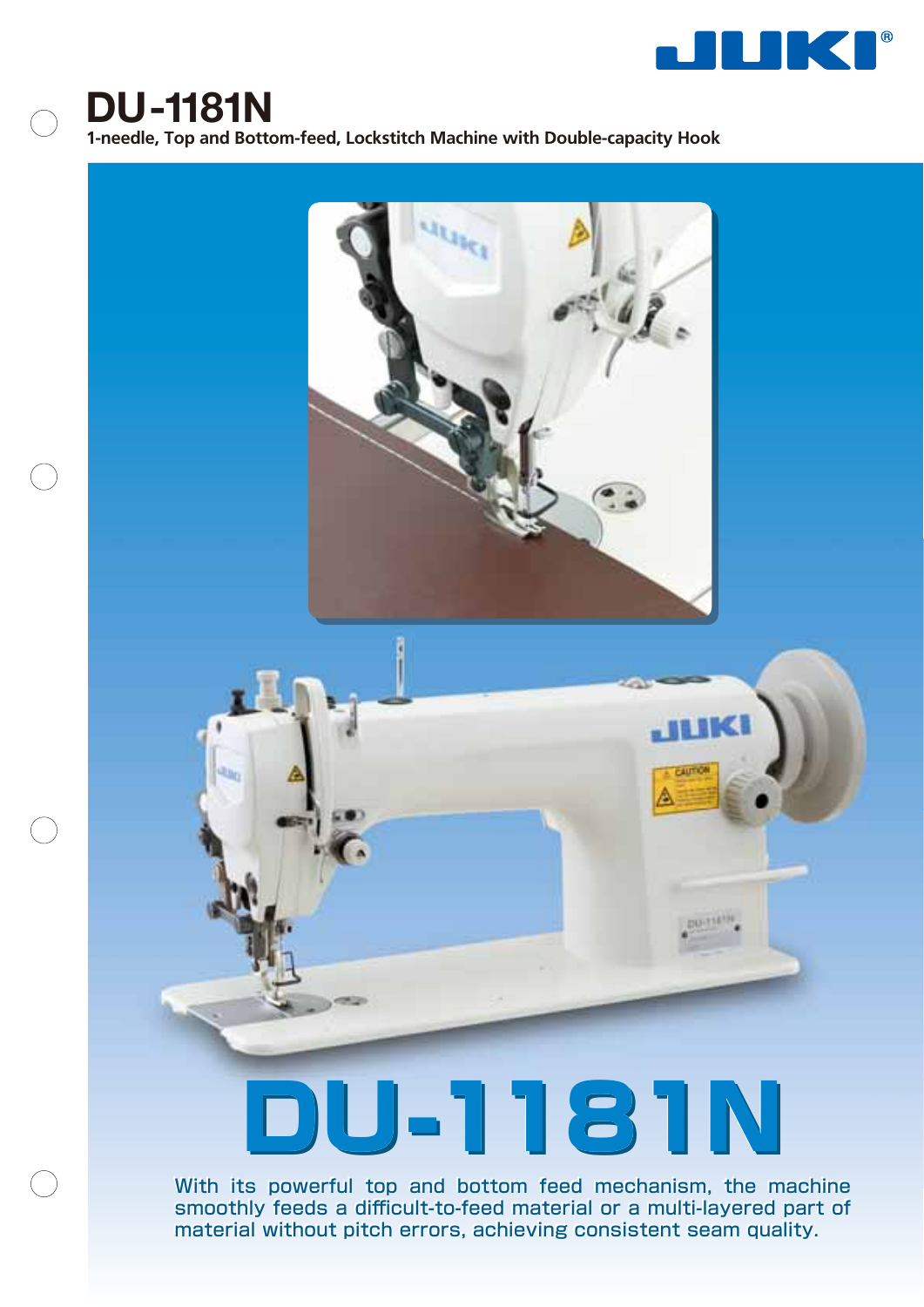# DU-1181N

**1-needle, Top and Bottom-feed, Lockstitch Machine with Double-capacity Hook**

# DU-1181N

With its powerful top and bottom feed mechanism, the machine smoothly feeds a difficult-to-feed material or a multi-layered part of material without pitch errors, achieving consistent seam quality.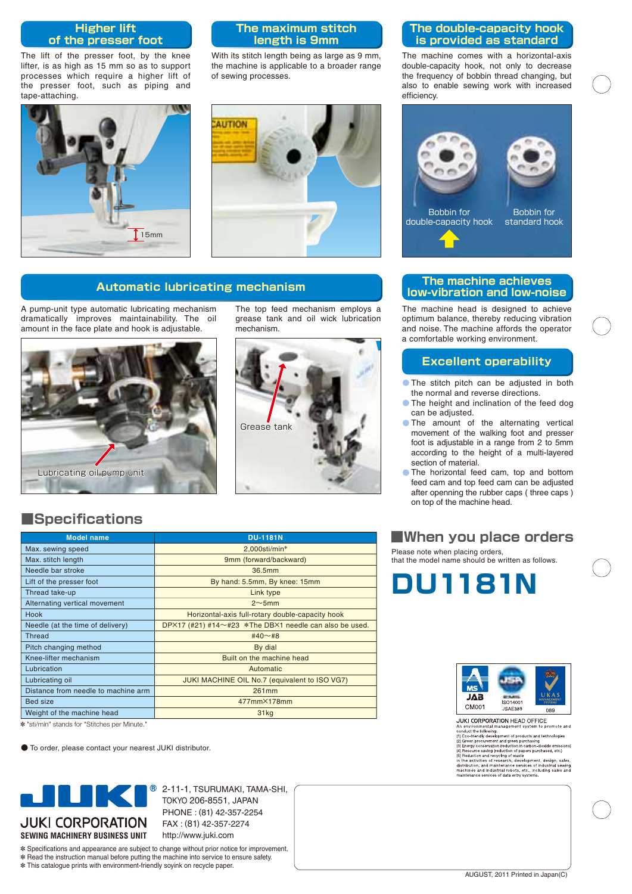## Higher lift of the presser foot

The lift of the presser foot, by the knee lifter, is as high as 15 mm so as to support processes which require a higher lift of the presser foot, such as piping and tape-attaching.

15mm

## The maximum stitch length is 9mm

With its stitch length being as large as 9 mm, the machine is applicable to a broader range of sewing processes.

## The double-capacity hook is provided as standard

The machine comes with a horizontal-axis double-capacity hook, not only to decrease the frequency of bobbin thread changing, but also to enable sewing work with increased efficiency.

Bobbin for double-capacity hook

Bobbin for standard hook

## Automatic lubricating mechanism

A pump-unit type automatic lubricating mechanism dramatically improves maintainability. The oil amount in the face plate and hook is adjustable.

The top feed mechanism employs a grease tank and oil wick lubrication mechanism.

Lubricating oil pump unit

Grease tank

## The machine achieves low-vibration and low-noise

The machine head is designed to achieve optimum balance, thereby reducing vibration and noise. The machine affords the operator a comfortable working environment.

## Excellent operability

- The stitch pitch can be adjusted in both the normal and reverse directions.
- The height and inclination of the feed dog can be adjusted.
- The amount of the alternating vertical movement of the walking foot and presser foot is adjustable in a range from 2 to 5mm according to the height of a multi-layered section of material.
- The horizontal feed cam, top and bottom feed cam and top feed cam can be adjusted after openning the rubber caps ( three caps ) on top of the machine head.

## Specifications

| Model name | DU-1181N |
|---|---|
| Max. sewing speed | 2,000sti/min* |
| Max. stitch length | 9mm (forward/backward) |
| Needle bar stroke | 36.5mm |
| Lift of the presser foot | By hand: 5.5mm, By knee: 15mm |
| Thread take-up | Link type |
| Alternating vertical movement | 2〜5mm |
| Hook | Horizontal-axis full-rotary double-capacity hook |
| Needle (at the time of delivery) | DP×17 (#21) #14〜#23 ＊The DB×1 needle can also be used. |
| Thread | #40〜#8 |
| Pitch changing method | By dial |
| Knee-lifter mechanism | Built on the machine head |
| Lubrication | Automatic |
| Lubricating oil | JUKI MACHINE OIL No.7 (equivalent to ISO VG7) |
| Distance from needle to machine arm | 261mm |
| Bed size | 477mm×178mm |
| Weight of the machine head | 31kg |

＊"sti/min" stands for "Stitches per Minute."

● To order, please contact your nearest JUKI distributor.

## When you place orders

Please note when placing orders, that the model name should be written as follows.

# DU1181N

CM001 ISO14001 JSAE389 089

JUKI CORPORATION HEAD OFFICE
An environmental management system to promote and conduct the following:
(1) Eco-friendly development of products and technologies
(2) Green procurement and green purchasing
(3) Energy conservation (reduction in carbon-dioxide emissions)
(4) Resource saving (reduction of papers purchased, etc.)
(5) Reduction and recycling of waste
in the activities of research, development, design, sales, distribution, and maintenance services of industrial sewing machines and industrial robots, etc., including sales and maintenance services of data entry systems.

JUKI CORPORATION
SEWING MACHINERY BUSINESS UNIT

2-11-1, TSURUMAKI, TAMA-SHI, TOKYO 206-8551, JAPAN
PHONE : (81) 42-357-2254
FAX : (81) 42-357-2274
http://www.juki.com

＊Specifications and appearance are subject to change without prior notice for improvement.
＊Read the instruction manual before putting the machine into service to ensure safety.
＊This catalogue prints with environment-friendly soyink on recycle paper.

AUGUST, 2011 Printed in Japan(C)